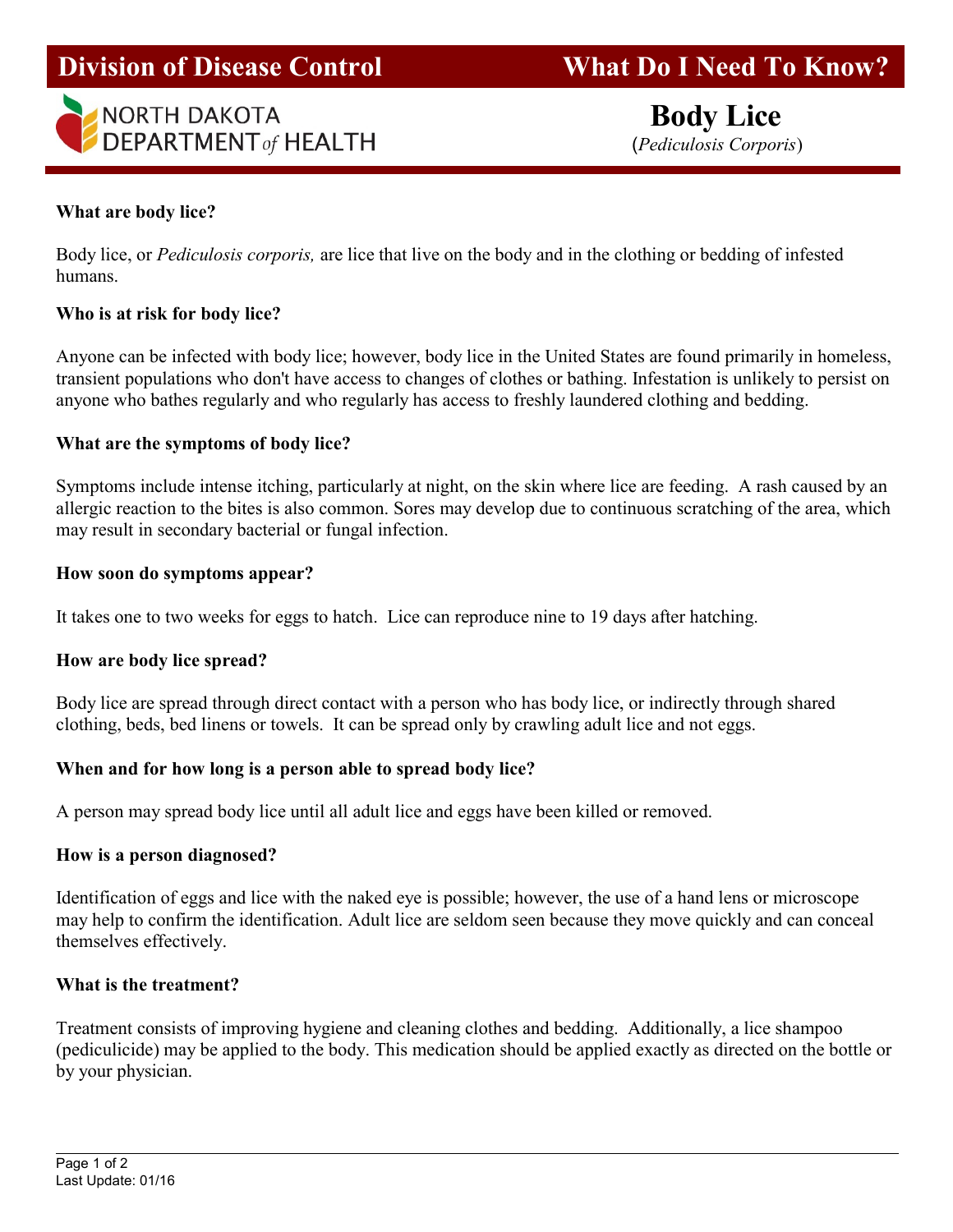**Division of Disease Control**

**What Do I Need To Know?**

NORTH DAKOTA DEPARTMENT *of* HEALTH

# Body Lice

(*Pediculosis Corporis*)

**What are body lice?**

Body lice, or *Pediculosis corporis,* are lice that live on the body and in the clothing or bedding of infested humans.

**Who is at risk for body lice?**

Anyone can be infected with body lice; however, body lice in the United States are found primarily in homeless, transient populations who don't have access to changes of clothes or bathing. Infestation is unlikely to persist on anyone who bathes regularly and who regularly has access to freshly laundered clothing and bedding.

**What are the symptoms of body lice?**

Symptoms include intense itching, particularly at night, on the skin where lice are feeding. A rash caused by an allergic reaction to the bites is also common. Sores may develop due to continuous scratching of the area, which may result in secondary bacterial or fungal infection.

**How soon do symptoms appear?**

It takes one to two weeks for eggs to hatch. Lice can reproduce nine to 19 days after hatching.

**How are body lice spread?**

Body lice are spread through direct contact with a person who has body lice, or indirectly through shared clothing, beds, bed linens or towels. It can be spread only by crawling adult lice and not eggs.

**When and for how long is a person able to spread body lice?**

A person may spread body lice until all adult lice and eggs have been killed or removed.

**How is a person diagnosed?**

Identification of eggs and lice with the naked eye is possible; however, the use of a hand lens or microscope may help to confirm the identification. Adult lice are seldom seen because they move quickly and can conceal themselves effectively.

**What is the treatment?**

Treatment consists of improving hygiene and cleaning clothes and bedding. Additionally, a lice shampoo (pediculicide) may be applied to the body. This medication should be applied exactly as directed on the bottle or by your physician.

Last Update: 01/16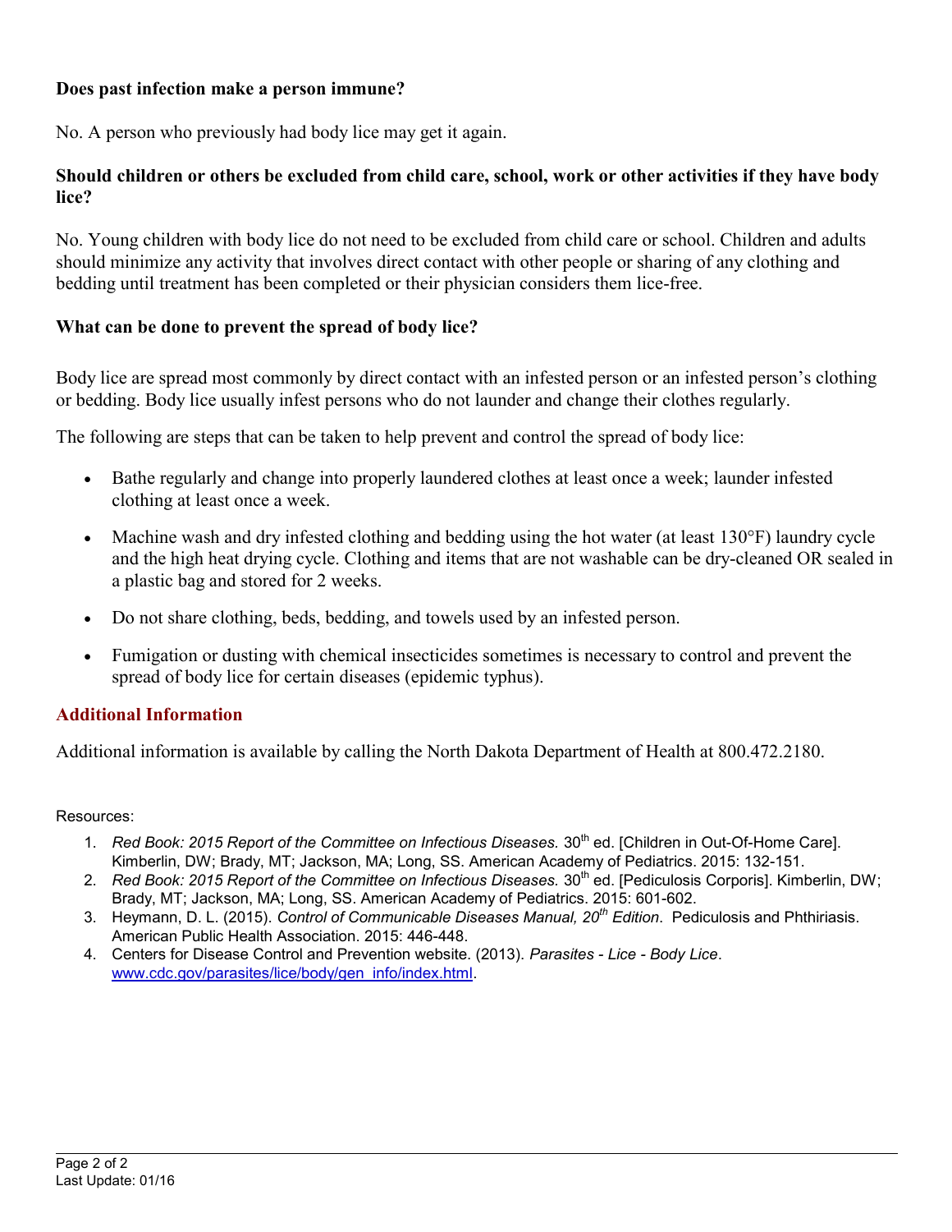**Does past infection make a person immune?**

No. A person who previously had body lice may get it again.

**Should children or others be excluded from child care, school, work or other activities if they have body lice?**

No. Young children with body lice do not need to be excluded from child care or school. Children and adults should minimize any activity that involves direct contact with other people or sharing of any clothing and bedding until treatment has been completed or their physician considers them lice-free.

**What can be done to prevent the spread of body lice?**

Body lice are spread most commonly by direct contact with an infested person or an infested person's clothing or bedding. Body lice usually infest persons who do not launder and change their clothes regularly.

The following are steps that can be taken to help prevent and control the spread of body lice:

- Bathe regularly and change into properly laundered clothes at least once a week; launder infested clothing at least once a week.
- Machine wash and dry infested clothing and bedding using the hot water (at least 130°F) laundry cycle and the high heat drying cycle. Clothing and items that are not washable can be dry-cleaned OR sealed in a plastic bag and stored for 2 weeks.
- Do not share clothing, beds, bedding, and towels used by an infested person.
- Fumigation or dusting with chemical insecticides sometimes is necessary to control and prevent the spread of body lice for certain diseases (epidemic typhus).

## Additional Information

Additional information is available by calling the North Dakota Department of Health at 800.472.2180.

Resources:

1. *Red Book: 2015 Report of the Committee on Infectious Diseases.* 30th ed. [Children in Out-Of-Home Care]. Kimberlin, DW; Brady, MT; Jackson, MA; Long, SS. American Academy of Pediatrics. 2015: 132-151.
2. *Red Book: 2015 Report of the Committee on Infectious Diseases.* 30th ed. [Pediculosis Corporis]. Kimberlin, DW; Brady, MT; Jackson, MA; Long, SS. American Academy of Pediatrics. 2015: 601-602.
3. Heymann, D. L. (2015). *Control of Communicable Diseases Manual, 20th Edition*. Pediculosis and Phthiriasis. American Public Health Association. 2015: 446-448.
4. Centers for Disease Control and Prevention website. (2013). *Parasites - Lice - Body Lice*. www.cdc.gov/parasites/lice/body/gen_info/index.html.

Last Update: 01/16